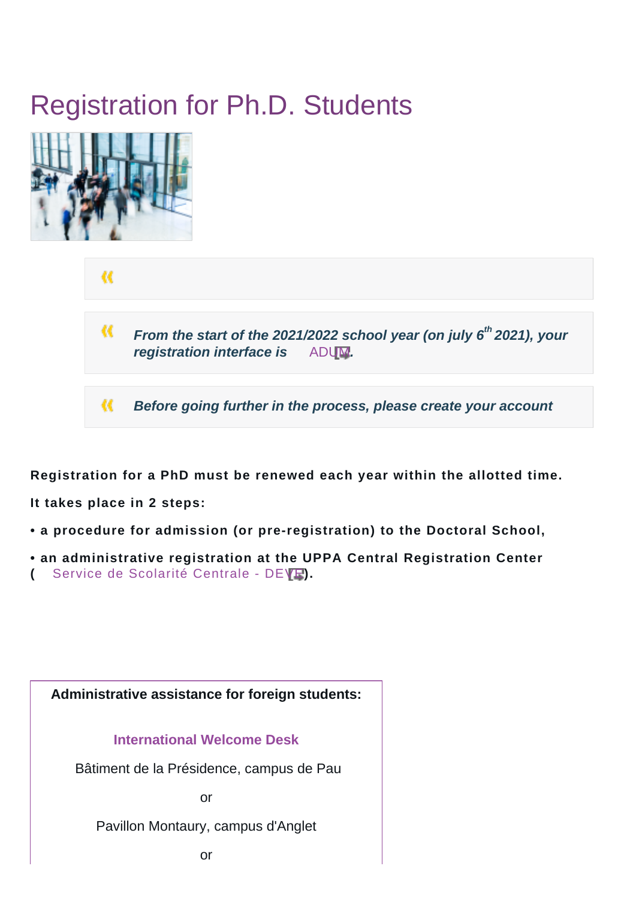# Registration for Ph.D. Students

> *From the start of the 2021/2022 school year (on july 6th 2021), your registration interface is* ADUM.

> *Before going further in the process, please create your account*

**Registration for a PhD must be renewed each year within the allotted time.**

**It takes place in 2 steps:**

- **a procedure for admission (or pre-registration) to the Doctoral School,**
- **an administrative registration at the UPPA Central Registration Center (** Service de Scolarité Centrale - DEVE**).**

**Administrative assistance for foreign students:**

**International Welcome Desk**

Bâtiment de la Présidence, campus de Pau

or

Pavillon Montaury, campus d'Anglet

or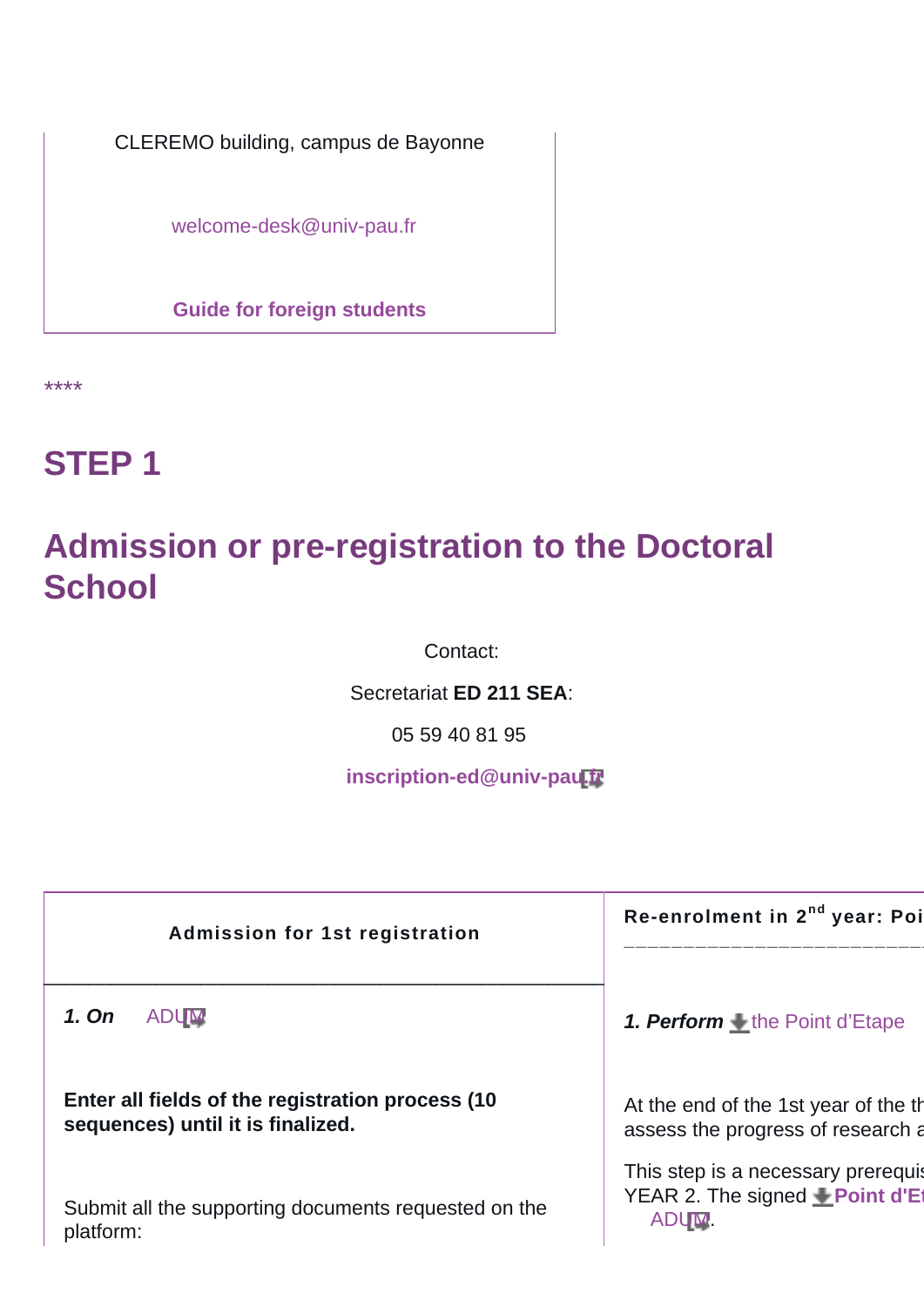CLEREMO building, campus de Bayonne

welcome-desk@univ-pau.fr

**Guide for foreign students**

****

# STEP 1

## Admission or pre-registration to the Doctoral School

Contact:

Secretariat **ED 211 SEA**:

05 59 40 81 95

**inscription-ed@univ-pau.fr**

| Admission for 1st registration | Re-enrolment in 2nd year: Poi |
|---|---|
| ***1. On*** ADUM | ***1. Perform*** the Point d'Etape |
| **Enter all fields of the registration process (10 sequences) until it is finalized.** | At the end of the 1st year of the th assess the progress of research a |
| Submit all the supporting documents requested on the platform: | This step is a necessary prerequis YEAR 2. The signed **Point d'Et** ADUM. |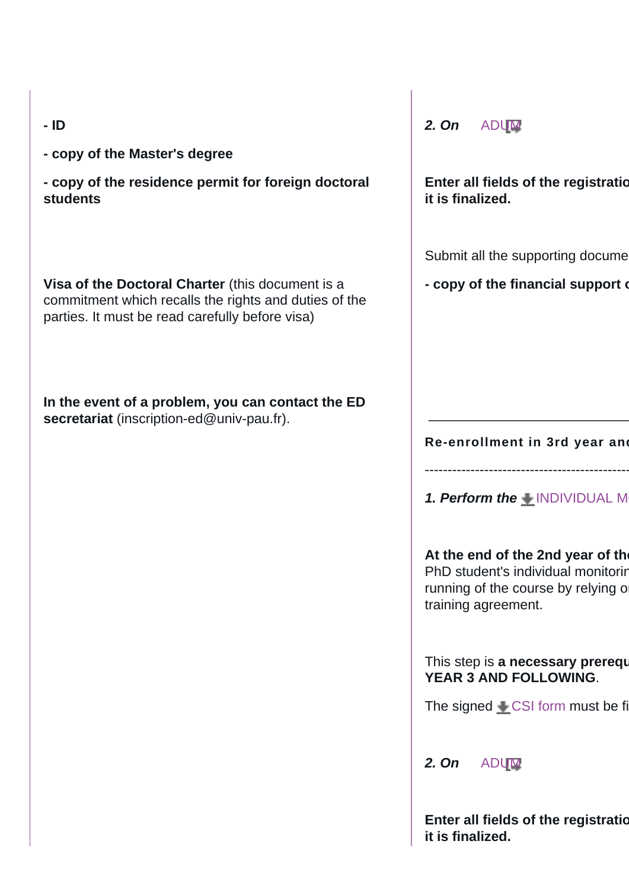- **ID**

- **copy of the Master's degree**

- **copy of the residence permit for foreign doctoral students**

**Visa of the Doctoral Charter** (this document is a commitment which recalls the rights and duties of the parties. It must be read carefully before visa)

**In the event of a problem, you can contact the ED secretariat** (inscription-ed@univ-pau.fr).

***2. On*** ADUM

**Enter all fields of the registratio it is finalized.**

Submit all the supporting docume

- **copy of the financial support c**

---

**Re-enrollment in 3rd year anc**

---

***1. Perform the*** INDIVIDUAL M

**At the end of the 2nd year of the** PhD student's individual monitorin running of the course by relying o training agreement.

This step is **a necessary prerequ YEAR 3 AND FOLLOWING**.

The signed CSI form must be fi

***2. On*** ADUM

**Enter all fields of the registratio it is finalized.**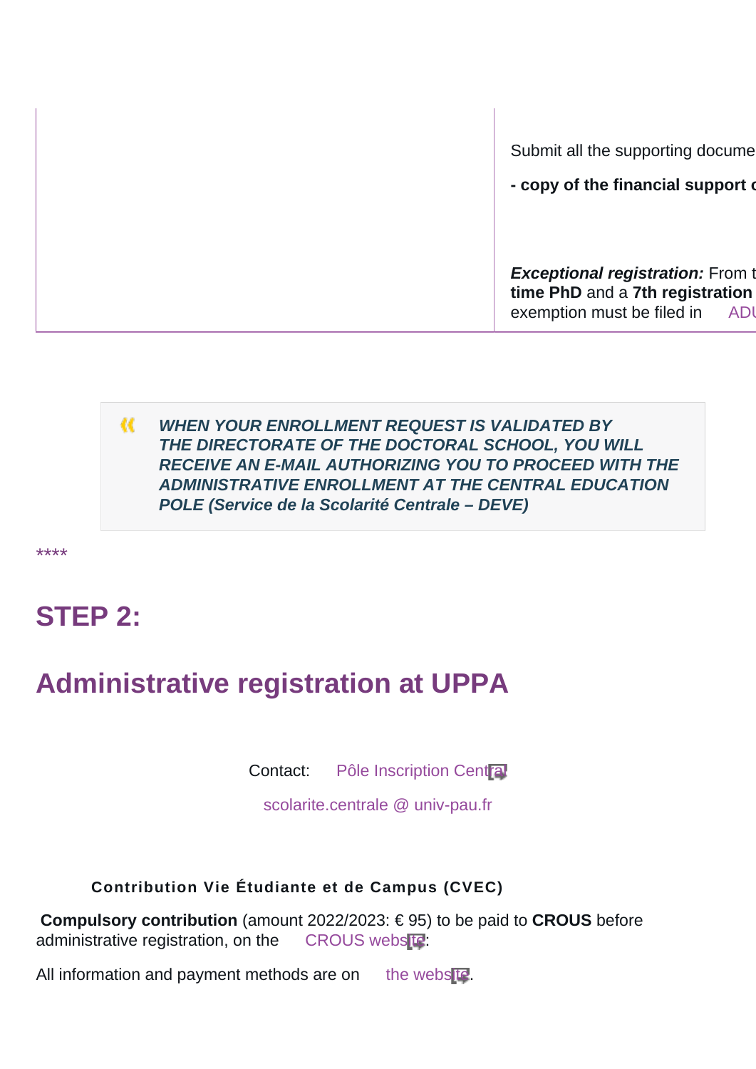| | Submit all the supporting docume<br><br>**- copy of the financial support c**<br><br>***Exceptional registration:*** From t **time PhD** and a **7th registration** exemption must be filed in ADU |
|---|---|

> ***WHEN YOUR ENROLLMENT REQUEST IS VALIDATED BY THE DIRECTORATE OF THE DOCTORAL SCHOOL, YOU WILL RECEIVE AN E-MAIL AUTHORIZING YOU TO PROCEED WITH THE ADMINISTRATIVE ENROLLMENT AT THE CENTRAL EDUCATION POLE (Service de la Scolarité Centrale – DEVE)***

****

## STEP 2:

## Administrative registration at UPPA

Contact: Pôle Inscription Central

scolarite.centrale @ univ-pau.fr

**Contribution Vie Étudiante et de Campus (CVEC)**

**Compulsory contribution** (amount 2022/2023: € 95) to be paid to **CROUS** before administrative registration, on the CROUS website:

All information and payment methods are on the website.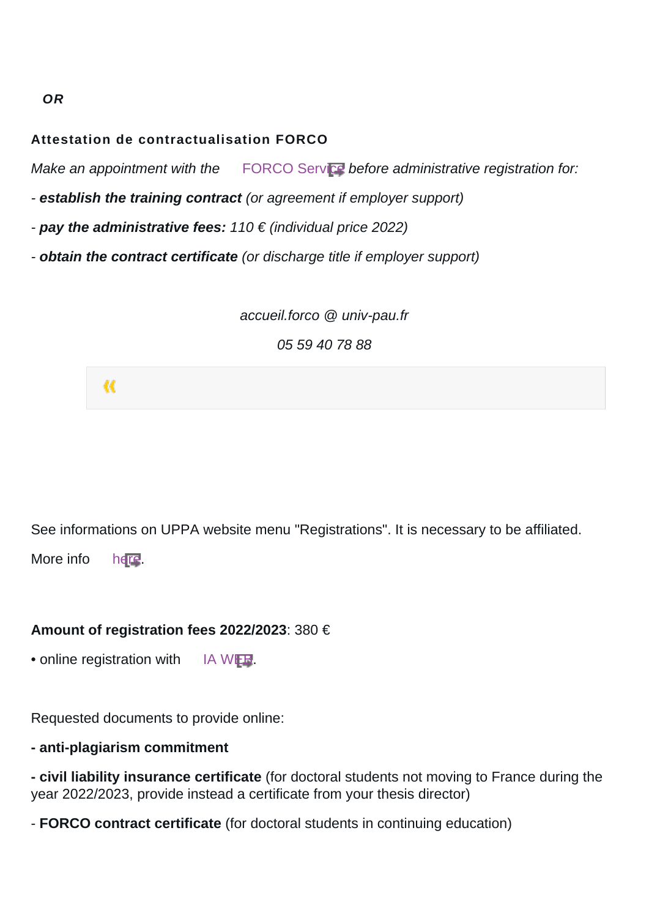***OR***

**Attestation de contractualisation FORCO**

*Make an appointment with the FORCO Service before administrative registration for:*

*- **establish the training contract** (or agreement if employer support)*

*- **pay the administrative fees:** 110 € (individual price 2022)*

*- **obtain the contract certificate** (or discharge title if employer support)*

*accueil.forco @ univ-pau.fr*

*05 59 40 78 88*

See informations on UPPA website menu "Registrations". It is necessary to be affiliated.

More info here.

**Amount of registration fees 2022/2023**: 380 €

- online registration with IA WEB.

Requested documents to provide online:

**- anti-plagiarism commitment**

**- civil liability insurance certificate** (for doctoral students not moving to France during the year 2022/2023, provide instead a certificate from your thesis director)

- **FORCO contract certificate** (for doctoral students in continuing education)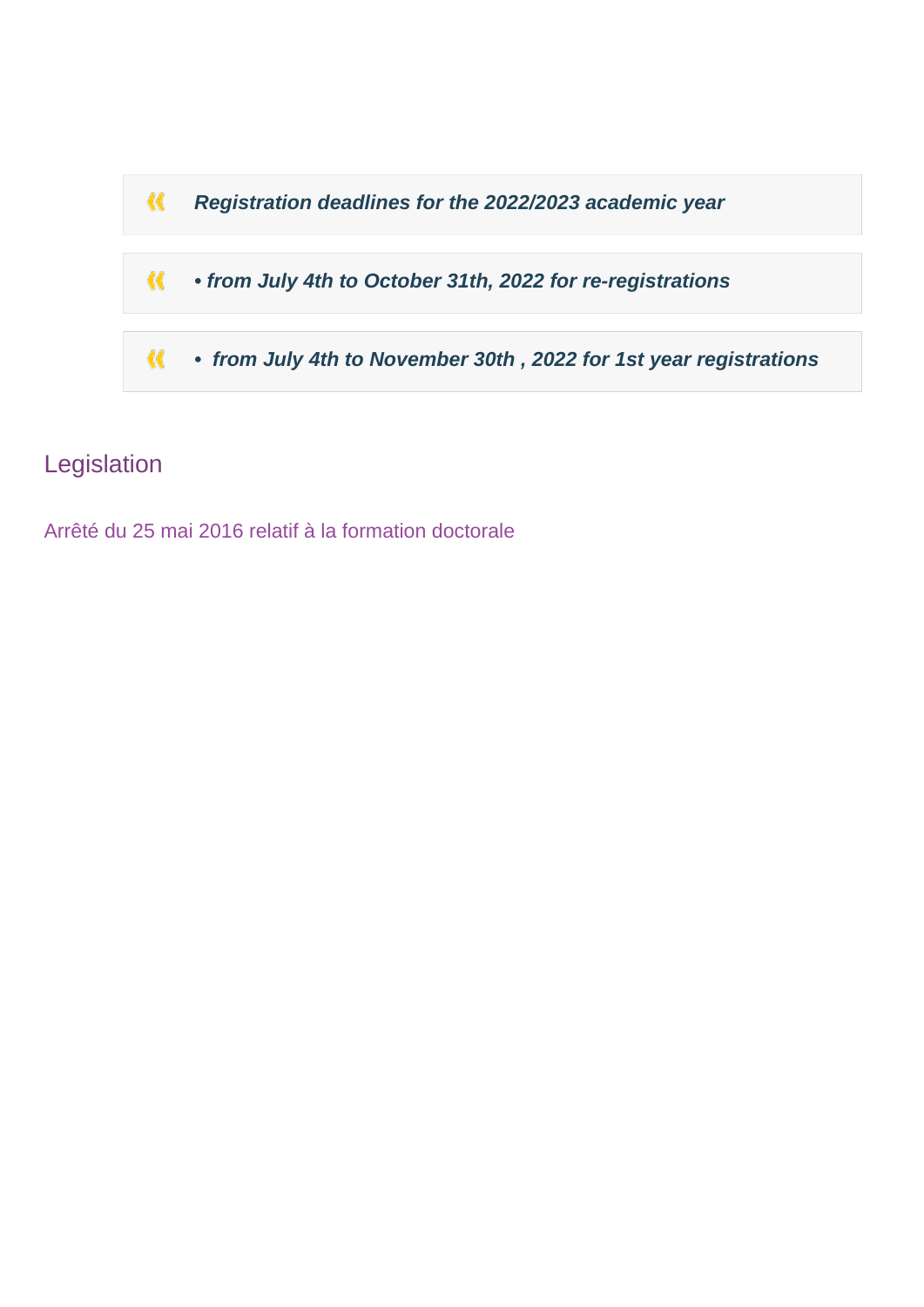> ***Registration deadlines for the 2022/2023 academic year***

> ***• from July 4th to October 31th, 2022 for re-registrations***

> ***• from July 4th to November 30th , 2022 for 1st year registrations***

## Legislation

Arrêté du 25 mai 2016 relatif à la formation doctorale